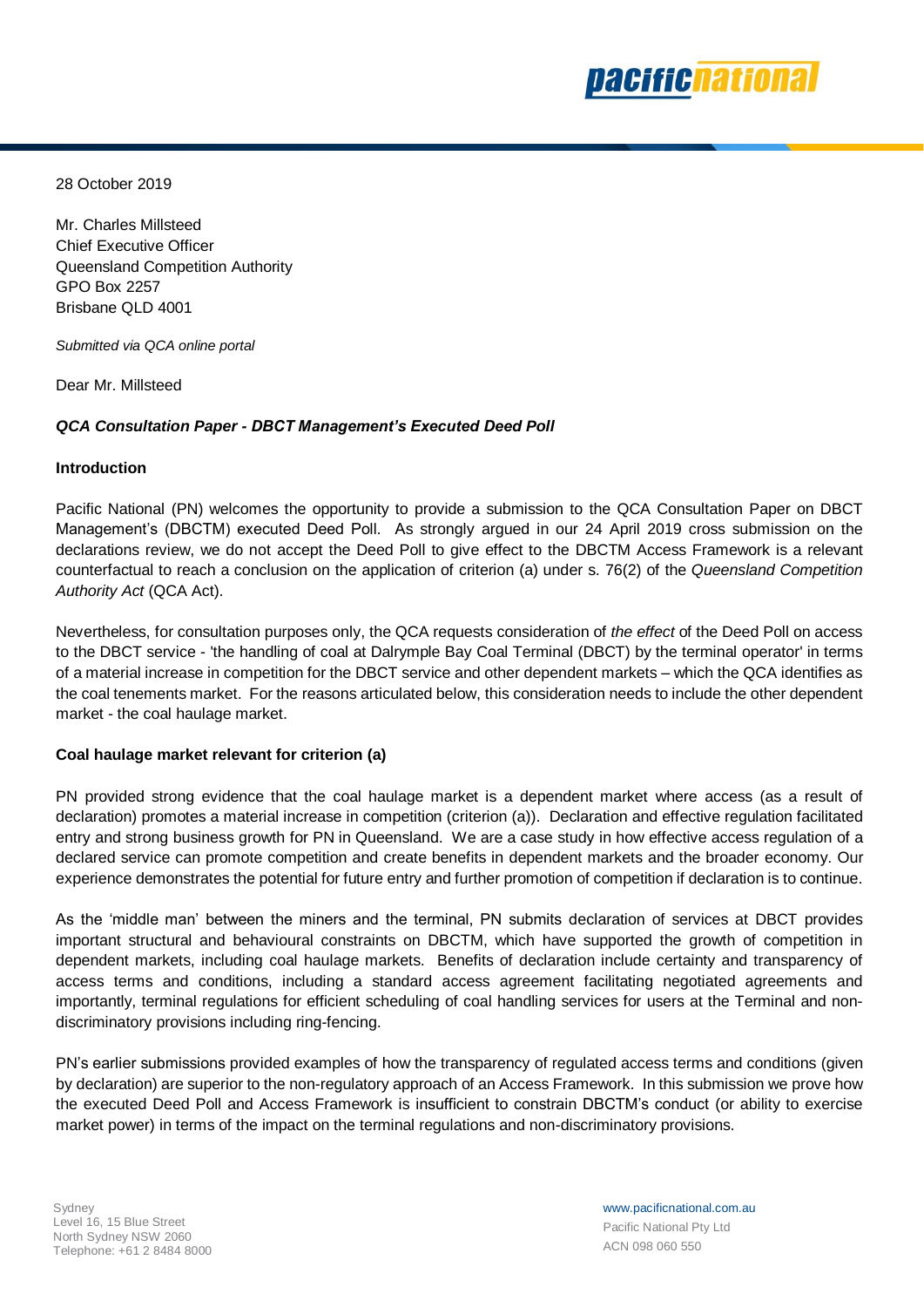28 October 2019

Mr. Charles Millsteed
Chief Executive Officer
Queensland Competition Authority
GPO Box 2257
Brisbane QLD 4001

*Submitted via QCA online portal*

Dear Mr. Millsteed

***QCA Consultation Paper - DBCT Management's Executed Deed Poll***

**Introduction**

Pacific National (PN) welcomes the opportunity to provide a submission to the QCA Consultation Paper on DBCT Management's (DBCTM) executed Deed Poll. As strongly argued in our 24 April 2019 cross submission on the declarations review, we do not accept the Deed Poll to give effect to the DBCTM Access Framework is a relevant counterfactual to reach a conclusion on the application of criterion (a) under s. 76(2) of the *Queensland Competition Authority Act* (QCA Act).

Nevertheless, for consultation purposes only, the QCA requests consideration of *the effect* of the Deed Poll on access to the DBCT service - 'the handling of coal at Dalrymple Bay Coal Terminal (DBCT) by the terminal operator' in terms of a material increase in competition for the DBCT service and other dependent markets – which the QCA identifies as the coal tenements market. For the reasons articulated below, this consideration needs to include the other dependent market - the coal haulage market.

**Coal haulage market relevant for criterion (a)**

PN provided strong evidence that the coal haulage market is a dependent market where access (as a result of declaration) promotes a material increase in competition (criterion (a)). Declaration and effective regulation facilitated entry and strong business growth for PN in Queensland. We are a case study in how effective access regulation of a declared service can promote competition and create benefits in dependent markets and the broader economy. Our experience demonstrates the potential for future entry and further promotion of competition if declaration is to continue.

As the 'middle man' between the miners and the terminal, PN submits declaration of services at DBCT provides important structural and behavioural constraints on DBCTM, which have supported the growth of competition in dependent markets, including coal haulage markets. Benefits of declaration include certainty and transparency of access terms and conditions, including a standard access agreement facilitating negotiated agreements and importantly, terminal regulations for efficient scheduling of coal handling services for users at the Terminal and non-discriminatory provisions including ring-fencing.

PN's earlier submissions provided examples of how the transparency of regulated access terms and conditions (given by declaration) are superior to the non-regulatory approach of an Access Framework. In this submission we prove how the executed Deed Poll and Access Framework is insufficient to constrain DBCTM's conduct (or ability to exercise market power) in terms of the impact on the terminal regulations and non-discriminatory provisions.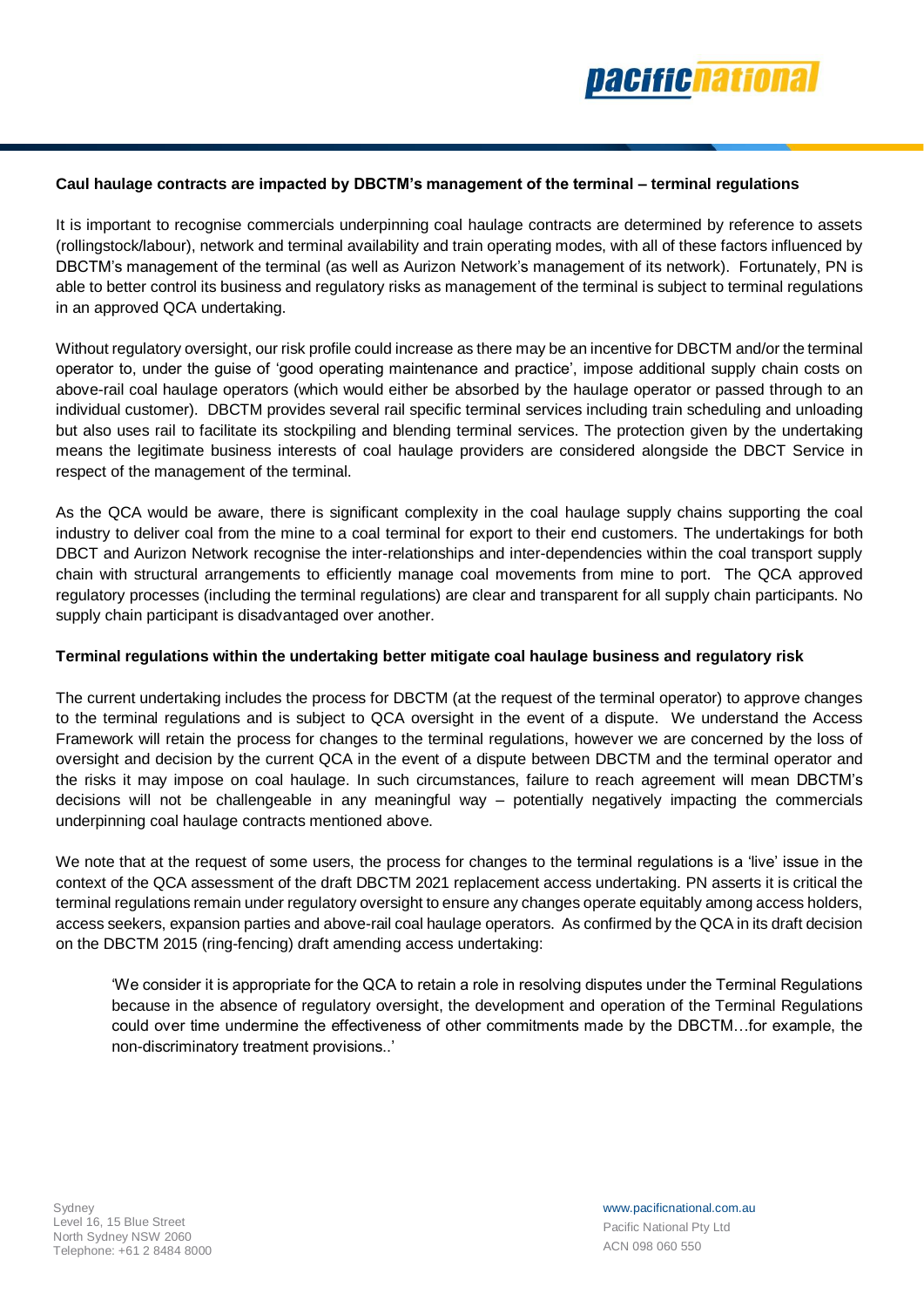**Caul haulage contracts are impacted by DBCTM's management of the terminal – terminal regulations**

It is important to recognise commercials underpinning coal haulage contracts are determined by reference to assets (rollingstock/labour), network and terminal availability and train operating modes, with all of these factors influenced by DBCTM's management of the terminal (as well as Aurizon Network's management of its network). Fortunately, PN is able to better control its business and regulatory risks as management of the terminal is subject to terminal regulations in an approved QCA undertaking.

Without regulatory oversight, our risk profile could increase as there may be an incentive for DBCTM and/or the terminal operator to, under the guise of 'good operating maintenance and practice', impose additional supply chain costs on above-rail coal haulage operators (which would either be absorbed by the haulage operator or passed through to an individual customer). DBCTM provides several rail specific terminal services including train scheduling and unloading but also uses rail to facilitate its stockpiling and blending terminal services. The protection given by the undertaking means the legitimate business interests of coal haulage providers are considered alongside the DBCT Service in respect of the management of the terminal.

As the QCA would be aware, there is significant complexity in the coal haulage supply chains supporting the coal industry to deliver coal from the mine to a coal terminal for export to their end customers. The undertakings for both DBCT and Aurizon Network recognise the inter-relationships and inter-dependencies within the coal transport supply chain with structural arrangements to efficiently manage coal movements from mine to port. The QCA approved regulatory processes (including the terminal regulations) are clear and transparent for all supply chain participants. No supply chain participant is disadvantaged over another.

**Terminal regulations within the undertaking better mitigate coal haulage business and regulatory risk**

The current undertaking includes the process for DBCTM (at the request of the terminal operator) to approve changes to the terminal regulations and is subject to QCA oversight in the event of a dispute. We understand the Access Framework will retain the process for changes to the terminal regulations, however we are concerned by the loss of oversight and decision by the current QCA in the event of a dispute between DBCTM and the terminal operator and the risks it may impose on coal haulage. In such circumstances, failure to reach agreement will mean DBCTM's decisions will not be challengeable in any meaningful way – potentially negatively impacting the commercials underpinning coal haulage contracts mentioned above.

We note that at the request of some users, the process for changes to the terminal regulations is a 'live' issue in the context of the QCA assessment of the draft DBCTM 2021 replacement access undertaking. PN asserts it is critical the terminal regulations remain under regulatory oversight to ensure any changes operate equitably among access holders, access seekers, expansion parties and above-rail coal haulage operators. As confirmed by the QCA in its draft decision on the DBCTM 2015 (ring-fencing) draft amending access undertaking:

> 'We consider it is appropriate for the QCA to retain a role in resolving disputes under the Terminal Regulations because in the absence of regulatory oversight, the development and operation of the Terminal Regulations could over time undermine the effectiveness of other commitments made by the DBCTM…for example, the non-discriminatory treatment provisions..'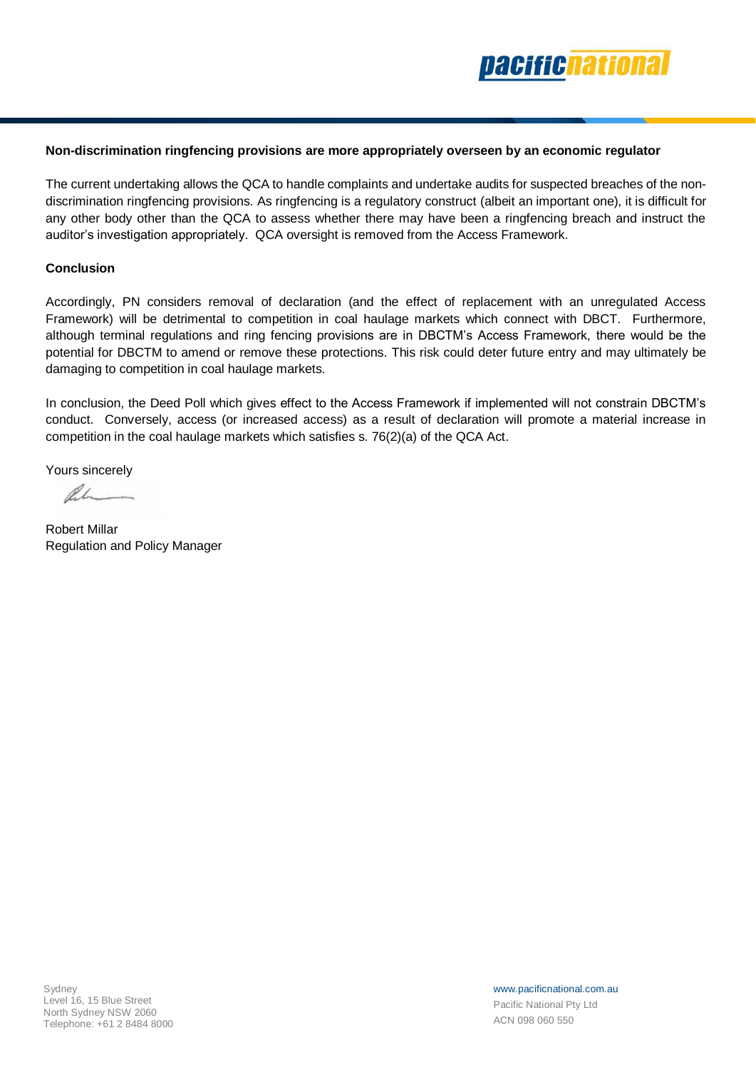**Non-discrimination ringfencing provisions are more appropriately overseen by an economic regulator**

The current undertaking allows the QCA to handle complaints and undertake audits for suspected breaches of the non-discrimination ringfencing provisions. As ringfencing is a regulatory construct (albeit an important one), it is difficult for any other body other than the QCA to assess whether there may have been a ringfencing breach and instruct the auditor's investigation appropriately. QCA oversight is removed from the Access Framework.

**Conclusion**

Accordingly, PN considers removal of declaration (and the effect of replacement with an unregulated Access Framework) will be detrimental to competition in coal haulage markets which connect with DBCT. Furthermore, although terminal regulations and ring fencing provisions are in DBCTM's Access Framework, there would be the potential for DBCTM to amend or remove these protections. This risk could deter future entry and may ultimately be damaging to competition in coal haulage markets.

In conclusion, the Deed Poll which gives effect to the Access Framework if implemented will not constrain DBCTM's conduct. Conversely, access (or increased access) as a result of declaration will promote a material increase in competition in the coal haulage markets which satisfies s. 76(2)(a) of the QCA Act.

Yours sincerely

Robert Millar
Regulation and Policy Manager

Sydney
Level 16, 15 Blue Street
North Sydney NSW 2060
Telephone: +61 2 8484 8000

www.pacificnational.com.au
Pacific National Pty Ltd
ACN 098 060 550